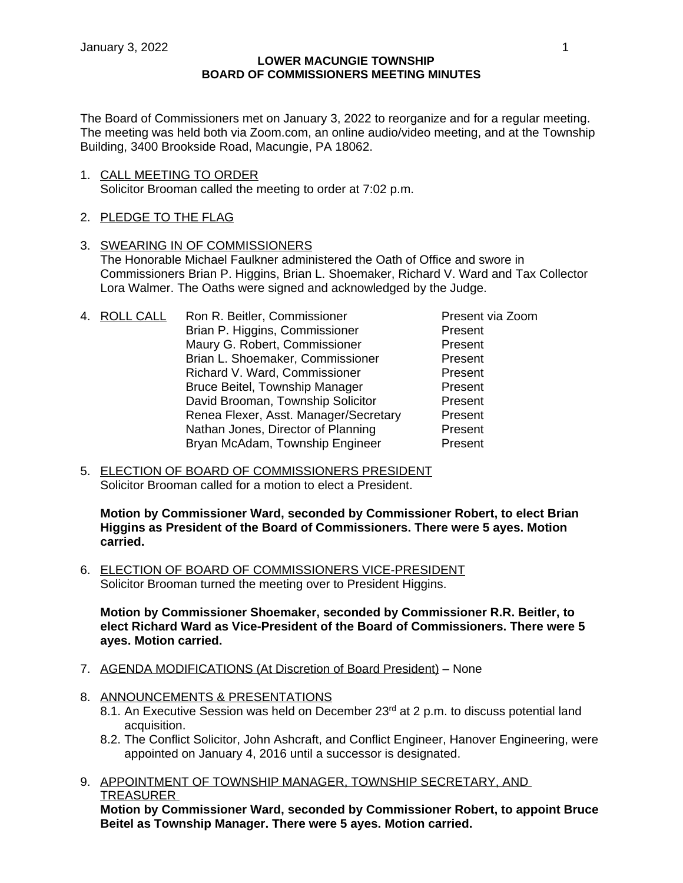# LOWER MACUNGIE TOWNSHIP
## BOARD OF COMMISSIONERS MEETING MINUTES

The Board of Commissioners met on January 3, 2022 to reorganize and for a regular meeting. The meeting was held both via Zoom.com, an online audio/video meeting, and at the Township Building, 3400 Brookside Road, Macungie, PA 18062.

1. <u>CALL MEETING TO ORDER</u>
   Solicitor Brooman called the meeting to order at 7:02 p.m.

2. <u>PLEDGE TO THE FLAG</u>

3. <u>SWEARING IN OF COMMISSIONERS</u>
   The Honorable Michael Faulkner administered the Oath of Office and swore in Commissioners Brian P. Higgins, Brian L. Shoemaker, Richard V. Ward and Tax Collector Lora Walmer. The Oaths were signed and acknowledged by the Judge.

4. <u>ROLL CALL</u>

| | |
|---|---|
| Ron R. Beitler, Commissioner | Present via Zoom |
| Brian P. Higgins, Commissioner | Present |
| Maury G. Robert, Commissioner | Present |
| Brian L. Shoemaker, Commissioner | Present |
| Richard V. Ward, Commissioner | Present |
| Bruce Beitel, Township Manager | Present |
| David Brooman, Township Solicitor | Present |
| Renea Flexer, Asst. Manager/Secretary | Present |
| Nathan Jones, Director of Planning | Present |
| Bryan McAdam, Township Engineer | Present |

5. <u>ELECTION OF BOARD OF COMMISSIONERS PRESIDENT</u>
   Solicitor Brooman called for a motion to elect a President.

   **Motion by Commissioner Ward, seconded by Commissioner Robert, to elect Brian Higgins as President of the Board of Commissioners. There were 5 ayes. Motion carried.**

6. <u>ELECTION OF BOARD OF COMMISSIONERS VICE-PRESIDENT</u>
   Solicitor Brooman turned the meeting over to President Higgins.

   **Motion by Commissioner Shoemaker, seconded by Commissioner R.R. Beitler, to elect Richard Ward as Vice-President of the Board of Commissioners. There were 5 ayes. Motion carried.**

7. <u>AGENDA MODIFICATIONS (At Discretion of Board President)</u> – None

8. <u>ANNOUNCEMENTS & PRESENTATIONS</u>
   8.1. An Executive Session was held on December 23rd at 2 p.m. to discuss potential land acquisition.
   8.2. The Conflict Solicitor, John Ashcraft, and Conflict Engineer, Hanover Engineering, were appointed on January 4, 2016 until a successor is designated.

9. <u>APPOINTMENT OF TOWNSHIP MANAGER, TOWNSHIP SECRETARY, AND TREASURER</u>
   **Motion by Commissioner Ward, seconded by Commissioner Robert, to appoint Bruce Beitel as Township Manager. There were 5 ayes. Motion carried.**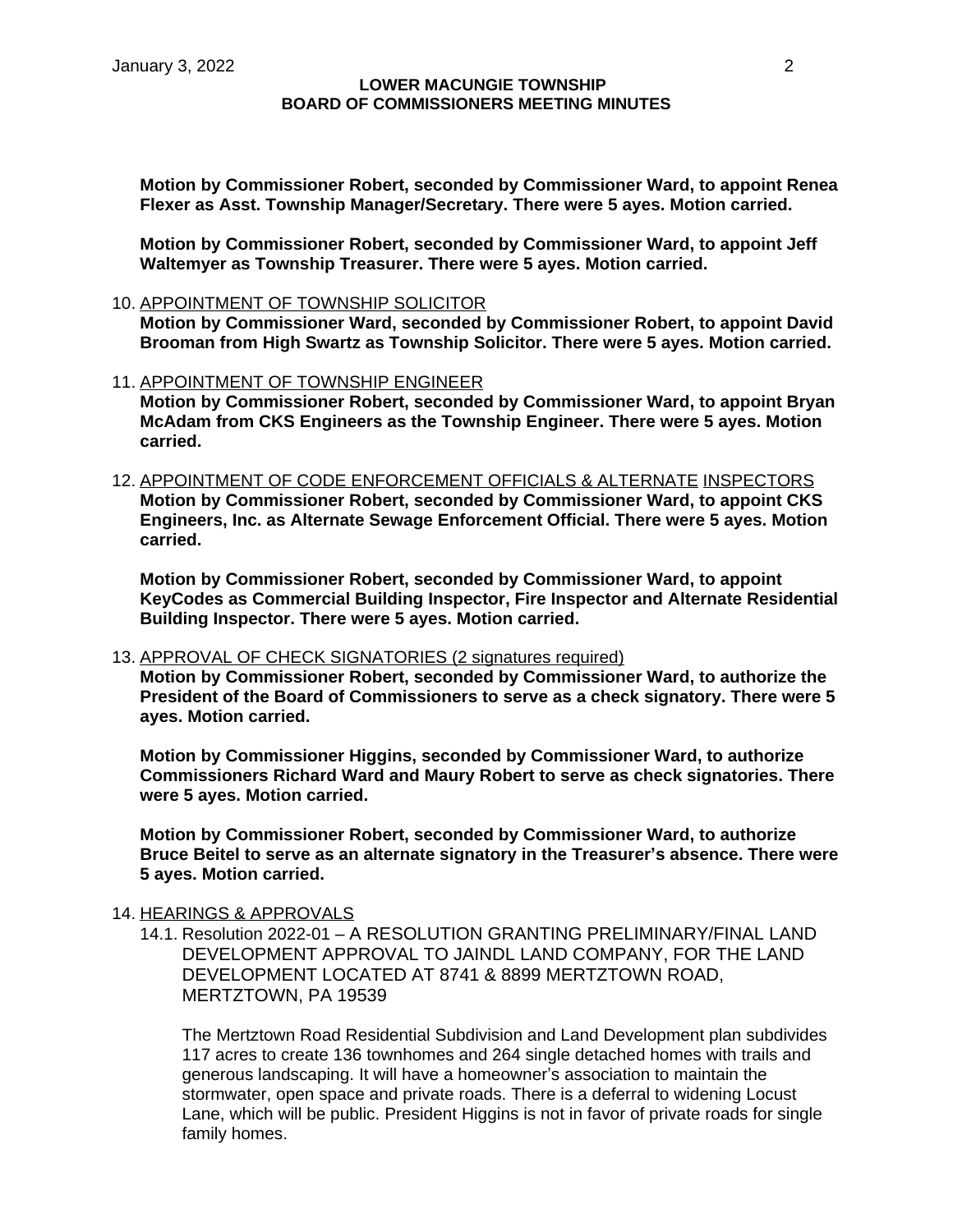**Motion by Commissioner Robert, seconded by Commissioner Ward, to appoint Renea Flexer as Asst. Township Manager/Secretary. There were 5 ayes. Motion carried.**

**Motion by Commissioner Robert, seconded by Commissioner Ward, to appoint Jeff Waltemyer as Township Treasurer. There were 5 ayes. Motion carried.**

10. APPOINTMENT OF TOWNSHIP SOLICITOR
**Motion by Commissioner Ward, seconded by Commissioner Robert, to appoint David Brooman from High Swartz as Township Solicitor. There were 5 ayes. Motion carried.**

11. APPOINTMENT OF TOWNSHIP ENGINEER
**Motion by Commissioner Robert, seconded by Commissioner Ward, to appoint Bryan McAdam from CKS Engineers as the Township Engineer. There were 5 ayes. Motion carried.**

12. APPOINTMENT OF CODE ENFORCEMENT OFFICIALS & ALTERNATE INSPECTORS
**Motion by Commissioner Robert, seconded by Commissioner Ward, to appoint CKS Engineers, Inc. as Alternate Sewage Enforcement Official. There were 5 ayes. Motion carried.**

**Motion by Commissioner Robert, seconded by Commissioner Ward, to appoint KeyCodes as Commercial Building Inspector, Fire Inspector and Alternate Residential Building Inspector. There were 5 ayes. Motion carried.**

13. APPROVAL OF CHECK SIGNATORIES (2 signatures required)
**Motion by Commissioner Robert, seconded by Commissioner Ward, to authorize the President of the Board of Commissioners to serve as a check signatory. There were 5 ayes. Motion carried.**

**Motion by Commissioner Higgins, seconded by Commissioner Ward, to authorize Commissioners Richard Ward and Maury Robert to serve as check signatories. There were 5 ayes. Motion carried.**

**Motion by Commissioner Robert, seconded by Commissioner Ward, to authorize Bruce Beitel to serve as an alternate signatory in the Treasurer's absence. There were 5 ayes. Motion carried.**

14. HEARINGS & APPROVALS
    14.1. Resolution 2022-01 – A RESOLUTION GRANTING PRELIMINARY/FINAL LAND DEVELOPMENT APPROVAL TO JAINDL LAND COMPANY, FOR THE LAND DEVELOPMENT LOCATED AT 8741 & 8899 MERTZTOWN ROAD, MERTZTOWN, PA 19539

    The Mertztown Road Residential Subdivision and Land Development plan subdivides 117 acres to create 136 townhomes and 264 single detached homes with trails and generous landscaping. It will have a homeowner's association to maintain the stormwater, open space and private roads. There is a deferral to widening Locust Lane, which will be public. President Higgins is not in favor of private roads for single family homes.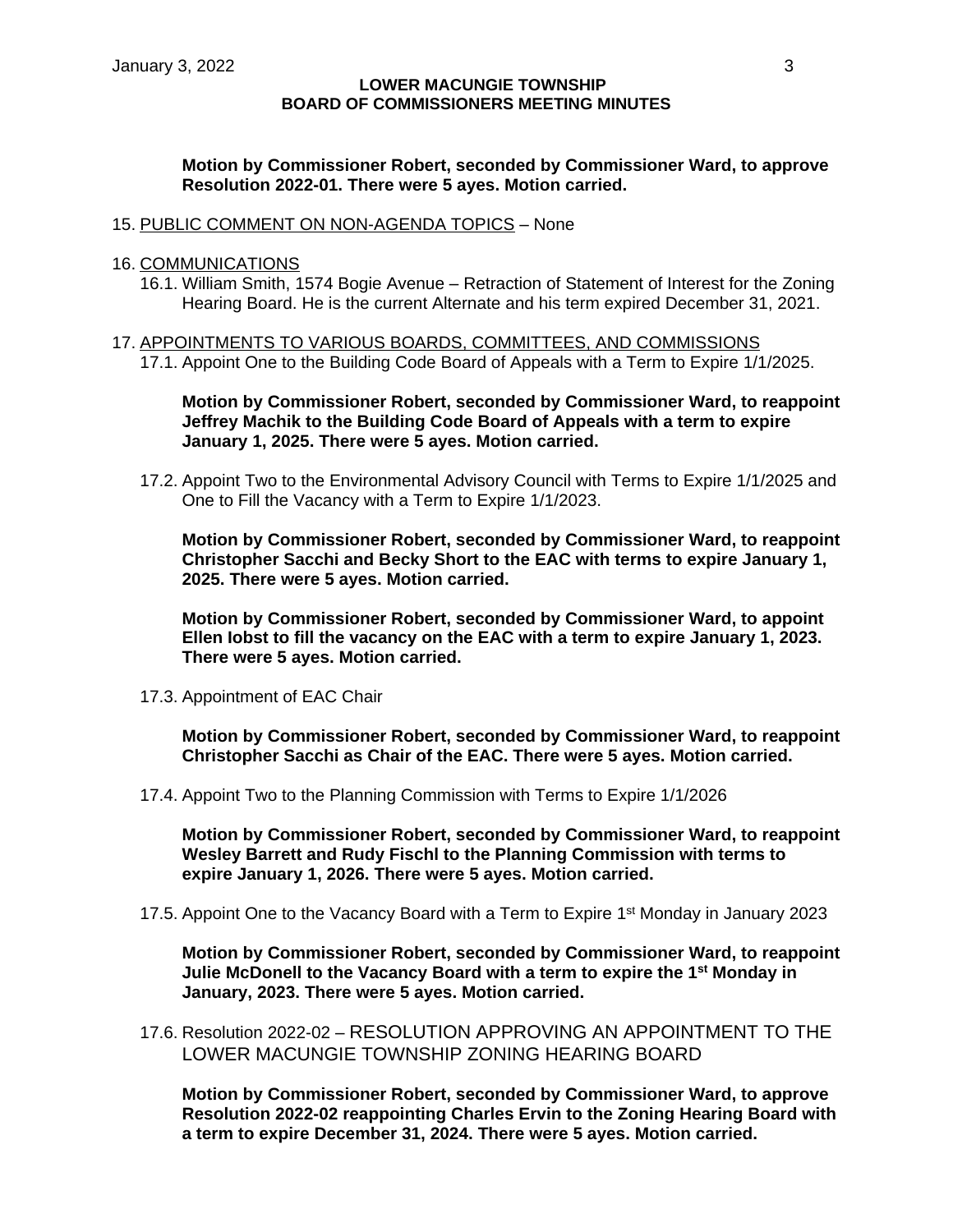**Motion by Commissioner Robert, seconded by Commissioner Ward, to approve Resolution 2022-01. There were 5 ayes. Motion carried.**

15. PUBLIC COMMENT ON NON-AGENDA TOPICS – None

16. COMMUNICATIONS

16.1. William Smith, 1574 Bogie Avenue – Retraction of Statement of Interest for the Zoning Hearing Board. He is the current Alternate and his term expired December 31, 2021.

17. APPOINTMENTS TO VARIOUS BOARDS, COMMITTEES, AND COMMISSIONS

17.1. Appoint One to the Building Code Board of Appeals with a Term to Expire 1/1/2025.

**Motion by Commissioner Robert, seconded by Commissioner Ward, to reappoint Jeffrey Machik to the Building Code Board of Appeals with a term to expire January 1, 2025. There were 5 ayes. Motion carried.**

17.2. Appoint Two to the Environmental Advisory Council with Terms to Expire 1/1/2025 and One to Fill the Vacancy with a Term to Expire 1/1/2023.

**Motion by Commissioner Robert, seconded by Commissioner Ward, to reappoint Christopher Sacchi and Becky Short to the EAC with terms to expire January 1, 2025. There were 5 ayes. Motion carried.**

**Motion by Commissioner Robert, seconded by Commissioner Ward, to appoint Ellen Iobst to fill the vacancy on the EAC with a term to expire January 1, 2023. There were 5 ayes. Motion carried.**

17.3. Appointment of EAC Chair

**Motion by Commissioner Robert, seconded by Commissioner Ward, to reappoint Christopher Sacchi as Chair of the EAC. There were 5 ayes. Motion carried.**

17.4. Appoint Two to the Planning Commission with Terms to Expire 1/1/2026

**Motion by Commissioner Robert, seconded by Commissioner Ward, to reappoint Wesley Barrett and Rudy Fischl to the Planning Commission with terms to expire January 1, 2026. There were 5 ayes. Motion carried.**

17.5. Appoint One to the Vacancy Board with a Term to Expire 1st Monday in January 2023

**Motion by Commissioner Robert, seconded by Commissioner Ward, to reappoint Julie McDonell to the Vacancy Board with a term to expire the 1st Monday in January, 2023. There were 5 ayes. Motion carried.**

17.6. Resolution 2022-02 – RESOLUTION APPROVING AN APPOINTMENT TO THE LOWER MACUNGIE TOWNSHIP ZONING HEARING BOARD

**Motion by Commissioner Robert, seconded by Commissioner Ward, to approve Resolution 2022-02 reappointing Charles Ervin to the Zoning Hearing Board with a term to expire December 31, 2024. There were 5 ayes. Motion carried.**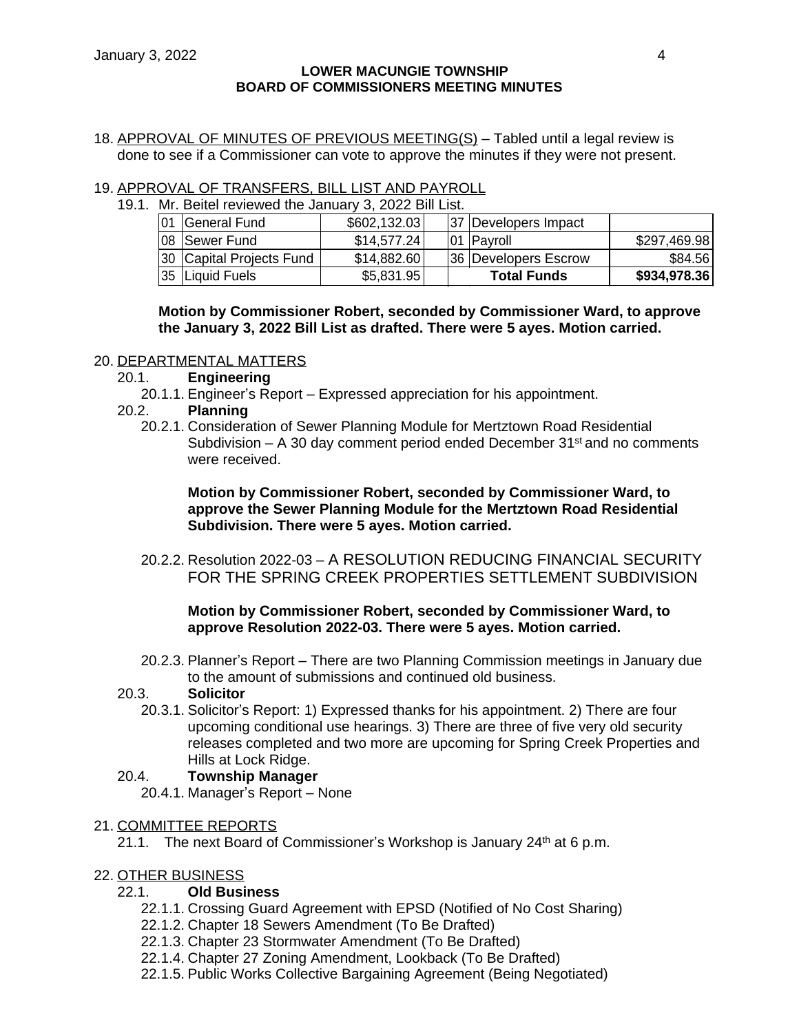**LOWER MACUNGIE TOWNSHIP**
**BOARD OF COMMISSIONERS MEETING MINUTES**

18. APPROVAL OF MINUTES OF PREVIOUS MEETING(S) – Tabled until a legal review is done to see if a Commissioner can vote to approve the minutes if they were not present.

19. APPROVAL OF TRANSFERS, BILL LIST AND PAYROLL

    19.1. Mr. Beitel reviewed the January 3, 2022 Bill List.

| | | | | | | |
|---|---|---|---|---|---|---|
| 01 | General Fund | $602,132.03 | | 37 | Developers Impact | |
| 08 | Sewer Fund | $14,577.24 | | 01 | Payroll | $297,469.98 |
| 30 | Capital Projects Fund | $14,882.60 | | 36 | Developers Escrow | $84.56 |
| 35 | Liquid Fuels | $5,831.95 | | | **Total Funds** | **$934,978.36** |

**Motion by Commissioner Robert, seconded by Commissioner Ward, to approve the January 3, 2022 Bill List as drafted. There were 5 ayes. Motion carried.**

20. DEPARTMENTAL MATTERS

    20.1. **Engineering**

    20.1.1. Engineer's Report – Expressed appreciation for his appointment.

    20.2. **Planning**

    20.2.1. Consideration of Sewer Planning Module for Mertztown Road Residential Subdivision – A 30 day comment period ended December 31st and no comments were received.

**Motion by Commissioner Robert, seconded by Commissioner Ward, to approve the Sewer Planning Module for the Mertztown Road Residential Subdivision. There were 5 ayes. Motion carried.**

    20.2.2. Resolution 2022-03 – A RESOLUTION REDUCING FINANCIAL SECURITY FOR THE SPRING CREEK PROPERTIES SETTLEMENT SUBDIVISION

**Motion by Commissioner Robert, seconded by Commissioner Ward, to approve Resolution 2022-03. There were 5 ayes. Motion carried.**

    20.2.3. Planner's Report – There are two Planning Commission meetings in January due to the amount of submissions and continued old business.

    20.3. **Solicitor**

    20.3.1. Solicitor's Report: 1) Expressed thanks for his appointment. 2) There are four upcoming conditional use hearings. 3) There are three of five very old security releases completed and two more are upcoming for Spring Creek Properties and Hills at Lock Ridge.

    20.4. **Township Manager**

    20.4.1. Manager's Report – None

21. COMMITTEE REPORTS

    21.1. The next Board of Commissioner's Workshop is January 24th at 6 p.m.

22. OTHER BUSINESS

    22.1. **Old Business**

    22.1.1. Crossing Guard Agreement with EPSD (Notified of No Cost Sharing)

    22.1.2. Chapter 18 Sewers Amendment (To Be Drafted)

    22.1.3. Chapter 23 Stormwater Amendment (To Be Drafted)

    22.1.4. Chapter 27 Zoning Amendment, Lookback (To Be Drafted)

    22.1.5. Public Works Collective Bargaining Agreement (Being Negotiated)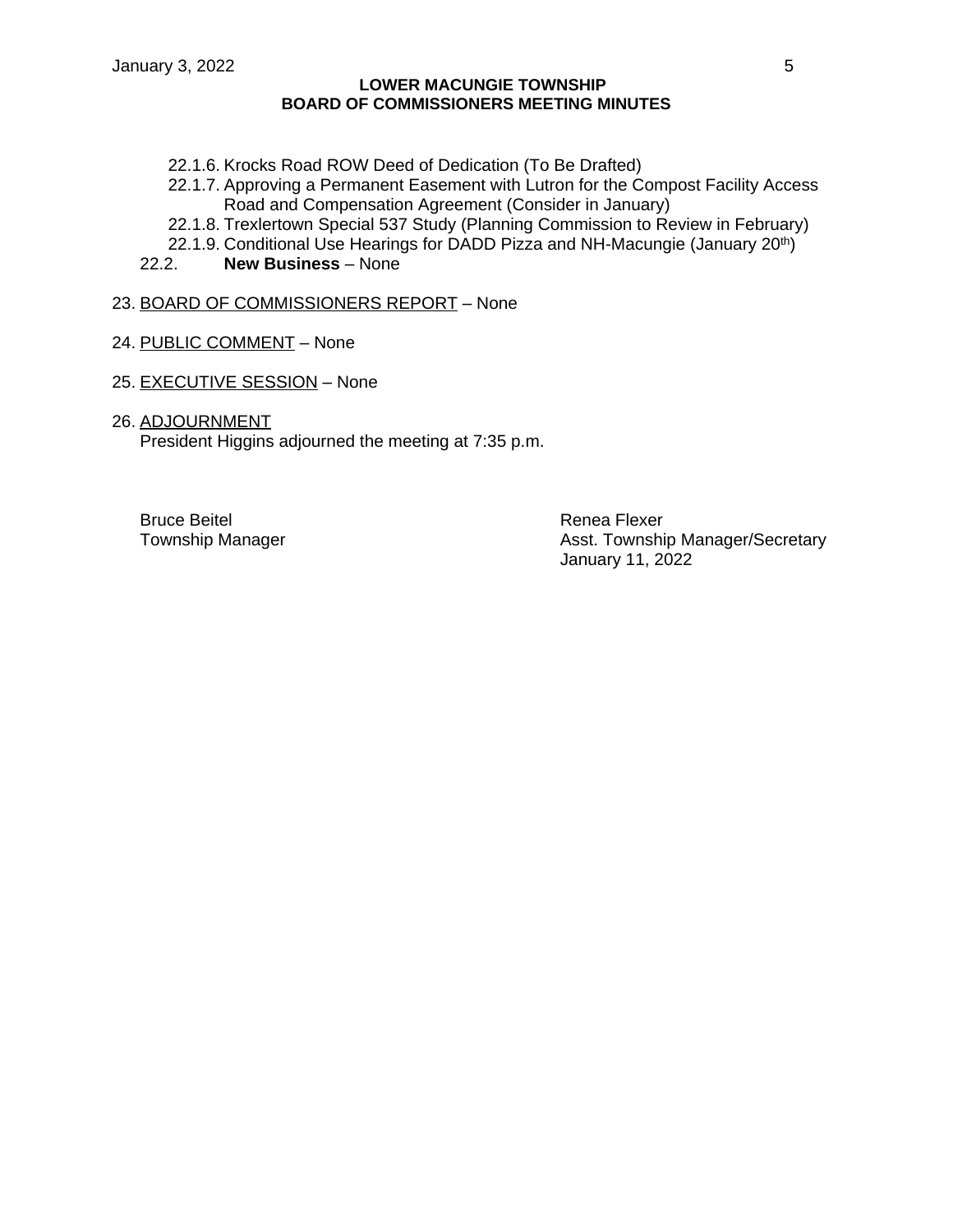22.1.6. Krocks Road ROW Deed of Dedication (To Be Drafted)

22.1.7. Approving a Permanent Easement with Lutron for the Compost Facility Access Road and Compensation Agreement (Consider in January)

22.1.8. Trexlertown Special 537 Study (Planning Commission to Review in February)

22.1.9. Conditional Use Hearings for DADD Pizza and NH-Macungie (January 20th)

22.2. **New Business** – None

23. BOARD OF COMMISSIONERS REPORT – None

24. PUBLIC COMMENT – None

25. EXECUTIVE SESSION – None

26. ADJOURNMENT

President Higgins adjourned the meeting at 7:35 p.m.

Bruce Beitel
Township Manager

Renea Flexer
Asst. Township Manager/Secretary
January 11, 2022